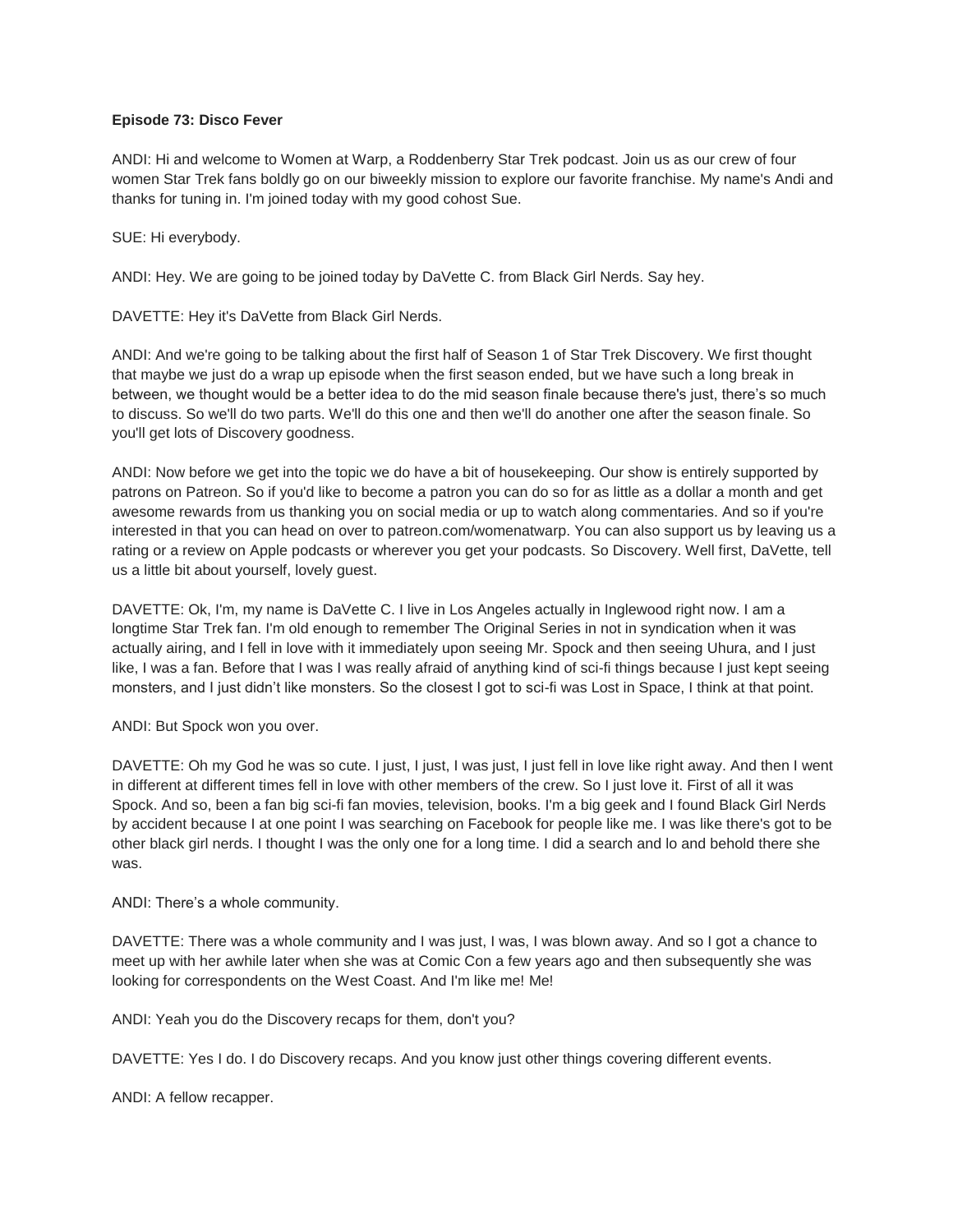**Episode 73: Disco Fever**

ANDI: Hi and welcome to Women at Warp, a Roddenberry Star Trek podcast. Join us as our crew of four women Star Trek fans boldly go on our biweekly mission to explore our favorite franchise. My name's Andi and thanks for tuning in. I'm joined today with my good cohost Sue.

SUE: Hi everybody.

ANDI: Hey. We are going to be joined today by DaVette C. from Black Girl Nerds. Say hey.

DAVETTE: Hey it's DaVette from Black Girl Nerds.

ANDI: And we're going to be talking about the first half of Season 1 of Star Trek Discovery. We first thought that maybe we just do a wrap up episode when the first season ended, but we have such a long break in between, we thought would be a better idea to do the mid season finale because there's just, there's so much to discuss. So we'll do two parts. We'll do this one and then we'll do another one after the season finale. So you'll get lots of Discovery goodness.

ANDI: Now before we get into the topic we do have a bit of housekeeping. Our show is entirely supported by patrons on Patreon. So if you'd like to become a patron you can do so for as little as a dollar a month and get awesome rewards from us thanking you on social media or up to watch along commentaries. And so if you're interested in that you can head on over to patreon.com/womenatwarp. You can also support us by leaving us a rating or a review on Apple podcasts or wherever you get your podcasts. So Discovery. Well first, DaVette, tell us a little bit about yourself, lovely guest.

DAVETTE: Ok, I'm, my name is DaVette C. I live in Los Angeles actually in Inglewood right now. I am a longtime Star Trek fan. I'm old enough to remember The Original Series in not in syndication when it was actually airing, and I fell in love with it immediately upon seeing Mr. Spock and then seeing Uhura, and I just like, I was a fan. Before that I was I was really afraid of anything kind of sci-fi things because I just kept seeing monsters, and I just didn't like monsters. So the closest I got to sci-fi was Lost in Space, I think at that point.

ANDI: But Spock won you over.

DAVETTE: Oh my God he was so cute. I just, I just, I was just, I just fell in love like right away. And then I went in different at different times fell in love with other members of the crew. So I just love it. First of all it was Spock. And so, been a fan big sci-fi fan movies, television, books. I'm a big geek and I found Black Girl Nerds by accident because I at one point I was searching on Facebook for people like me. I was like there's got to be other black girl nerds. I thought I was the only one for a long time. I did a search and lo and behold there she was.

ANDI: There's a whole community.

DAVETTE: There was a whole community and I was just, I was, I was blown away. And so I got a chance to meet up with her awhile later when she was at Comic Con a few years ago and then subsequently she was looking for correspondents on the West Coast. And I'm like me! Me!

ANDI: Yeah you do the Discovery recaps for them, don't you?

DAVETTE: Yes I do. I do Discovery recaps. And you know just other things covering different events.

ANDI: A fellow recapper.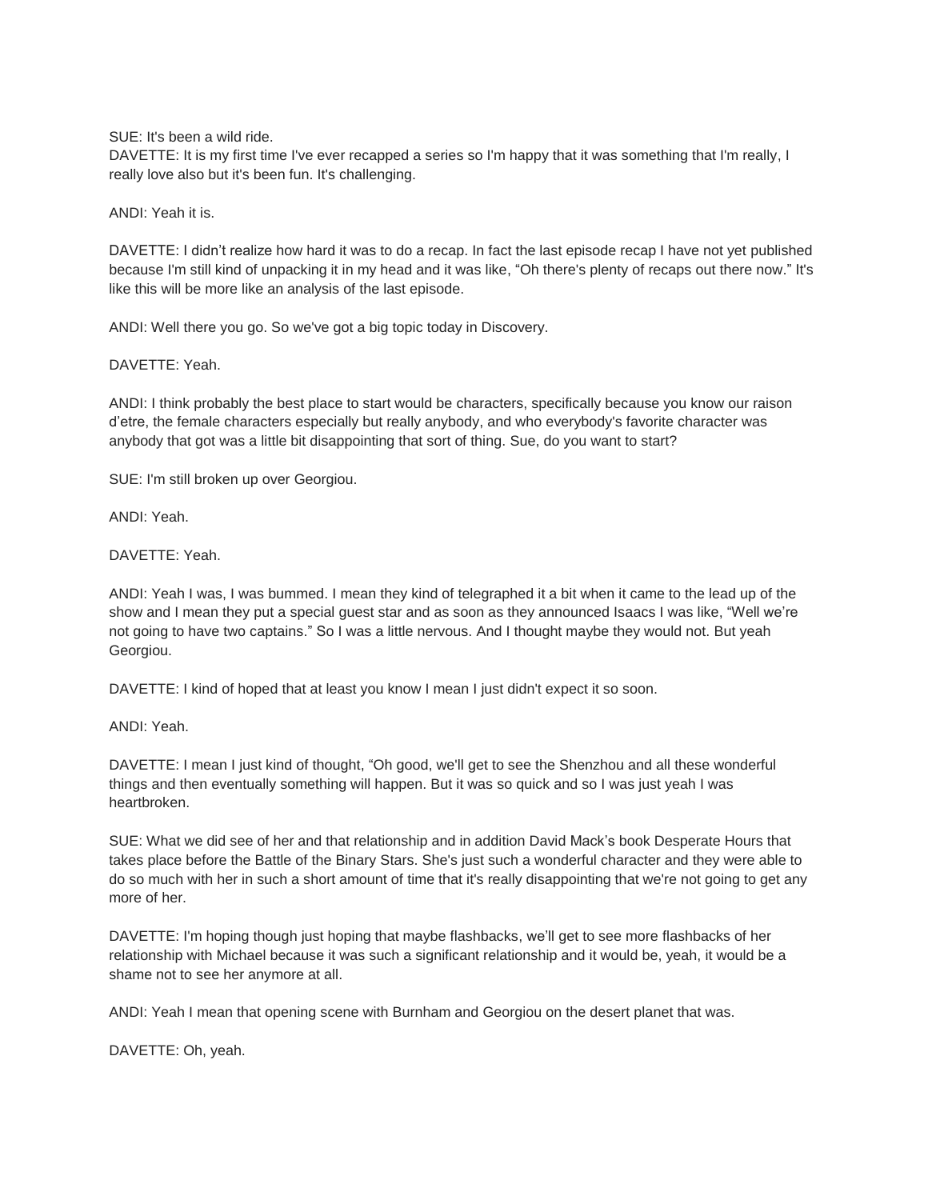SUE: It's been a wild ride.
DAVETTE: It is my first time I've ever recapped a series so I'm happy that it was something that I'm really, I really love also but it's been fun. It's challenging.

ANDI: Yeah it is.

DAVETTE: I didn't realize how hard it was to do a recap. In fact the last episode recap I have not yet published because I'm still kind of unpacking it in my head and it was like, "Oh there's plenty of recaps out there now." It's like this will be more like an analysis of the last episode.

ANDI: Well there you go. So we've got a big topic today in Discovery.

DAVETTE: Yeah.

ANDI: I think probably the best place to start would be characters, specifically because you know our raison d'etre, the female characters especially but really anybody, and who everybody's favorite character was anybody that got was a little bit disappointing that sort of thing. Sue, do you want to start?

SUE: I'm still broken up over Georgiou.

ANDI: Yeah.

DAVETTE: Yeah.

ANDI: Yeah I was, I was bummed. I mean they kind of telegraphed it a bit when it came to the lead up of the show and I mean they put a special guest star and as soon as they announced Isaacs I was like, "Well we're not going to have two captains." So I was a little nervous. And I thought maybe they would not. But yeah Georgiou.

DAVETTE: I kind of hoped that at least you know I mean I just didn't expect it so soon.

ANDI: Yeah.

DAVETTE: I mean I just kind of thought, "Oh good, we'll get to see the Shenzhou and all these wonderful things and then eventually something will happen. But it was so quick and so I was just yeah I was heartbroken.

SUE: What we did see of her and that relationship and in addition David Mack's book Desperate Hours that takes place before the Battle of the Binary Stars. She's just such a wonderful character and they were able to do so much with her in such a short amount of time that it's really disappointing that we're not going to get any more of her.

DAVETTE: I'm hoping though just hoping that maybe flashbacks, we'll get to see more flashbacks of her relationship with Michael because it was such a significant relationship and it would be, yeah, it would be a shame not to see her anymore at all.

ANDI: Yeah I mean that opening scene with Burnham and Georgiou on the desert planet that was.

DAVETTE: Oh, yeah.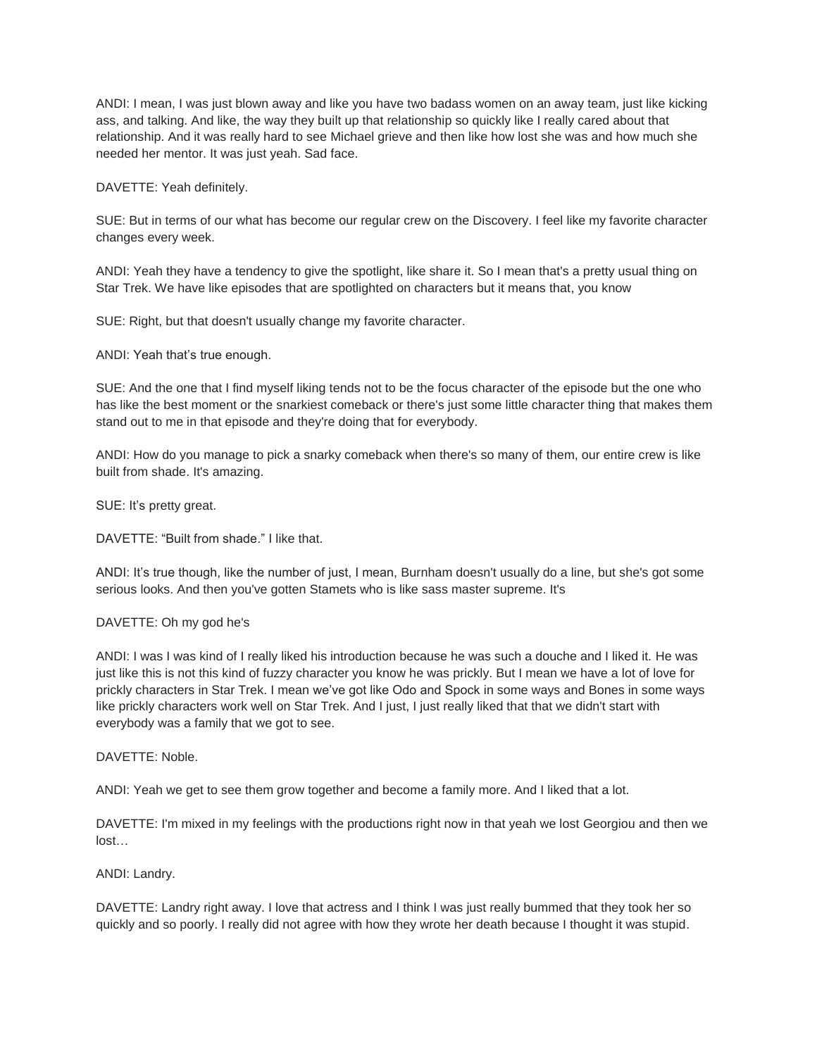ANDI: I mean, I was just blown away and like you have two badass women on an away team, just like kicking ass, and talking. And like, the way they built up that relationship so quickly like I really cared about that relationship. And it was really hard to see Michael grieve and then like how lost she was and how much she needed her mentor. It was just yeah. Sad face.

DAVETTE: Yeah definitely.

SUE: But in terms of our what has become our regular crew on the Discovery. I feel like my favorite character changes every week.

ANDI: Yeah they have a tendency to give the spotlight, like share it. So I mean that's a pretty usual thing on Star Trek. We have like episodes that are spotlighted on characters but it means that, you know

SUE: Right, but that doesn't usually change my favorite character.

ANDI: Yeah that's true enough.

SUE: And the one that I find myself liking tends not to be the focus character of the episode but the one who has like the best moment or the snarkiest comeback or there's just some little character thing that makes them stand out to me in that episode and they're doing that for everybody.

ANDI: How do you manage to pick a snarky comeback when there's so many of them, our entire crew is like built from shade. It's amazing.

SUE: It's pretty great.

DAVETTE: "Built from shade." I like that.

ANDI: It's true though, like the number of just, I mean, Burnham doesn't usually do a line, but she's got some serious looks. And then you've gotten Stamets who is like sass master supreme. It's

DAVETTE: Oh my god he's

ANDI: I was I was kind of I really liked his introduction because he was such a douche and I liked it. He was just like this is not this kind of fuzzy character you know he was prickly. But I mean we have a lot of love for prickly characters in Star Trek. I mean we've got like Odo and Spock in some ways and Bones in some ways like prickly characters work well on Star Trek. And I just, I just really liked that that we didn't start with everybody was a family that we got to see.

DAVETTE: Noble.

ANDI: Yeah we get to see them grow together and become a family more. And I liked that a lot.

DAVETTE: I'm mixed in my feelings with the productions right now in that yeah we lost Georgiou and then we lost…

ANDI: Landry.

DAVETTE: Landry right away. I love that actress and I think I was just really bummed that they took her so quickly and so poorly. I really did not agree with how they wrote her death because I thought it was stupid.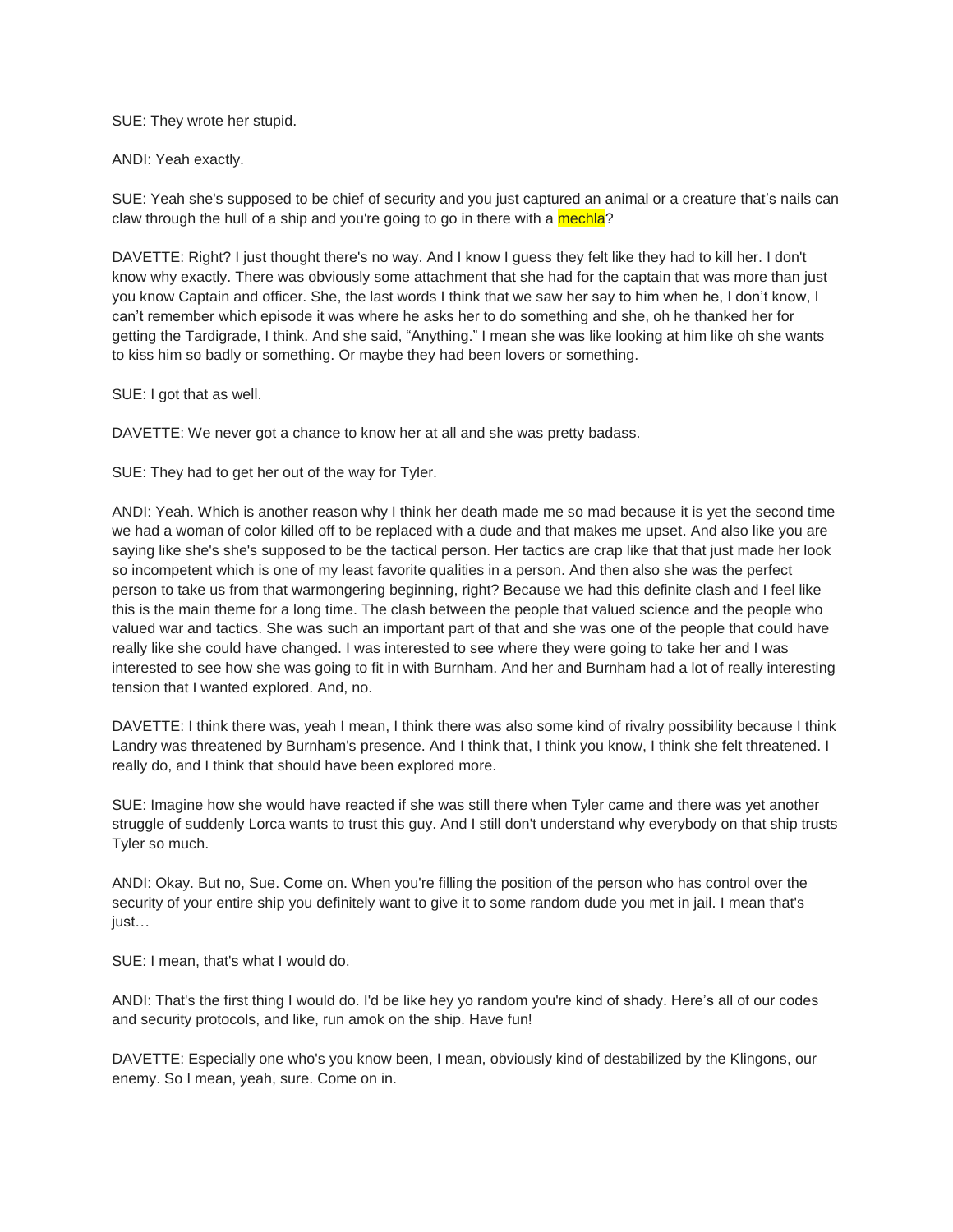SUE: They wrote her stupid.

ANDI: Yeah exactly.

SUE: Yeah she's supposed to be chief of security and you just captured an animal or a creature that's nails can claw through the hull of a ship and you're going to go in there with a mechla?

DAVETTE: Right? I just thought there's no way. And I know I guess they felt like they had to kill her. I don't know why exactly. There was obviously some attachment that she had for the captain that was more than just you know Captain and officer. She, the last words I think that we saw her say to him when he, I don't know, I can't remember which episode it was where he asks her to do something and she, oh he thanked her for getting the Tardigrade, I think. And she said, "Anything." I mean she was like looking at him like oh she wants to kiss him so badly or something. Or maybe they had been lovers or something.

SUE: I got that as well.

DAVETTE: We never got a chance to know her at all and she was pretty badass.

SUE: They had to get her out of the way for Tyler.

ANDI: Yeah. Which is another reason why I think her death made me so mad because it is yet the second time we had a woman of color killed off to be replaced with a dude and that makes me upset. And also like you are saying like she's she's supposed to be the tactical person. Her tactics are crap like that that just made her look so incompetent which is one of my least favorite qualities in a person. And then also she was the perfect person to take us from that warmongering beginning, right? Because we had this definite clash and I feel like this is the main theme for a long time. The clash between the people that valued science and the people who valued war and tactics. She was such an important part of that and she was one of the people that could have really like she could have changed. I was interested to see where they were going to take her and I was interested to see how she was going to fit in with Burnham. And her and Burnham had a lot of really interesting tension that I wanted explored. And, no.

DAVETTE: I think there was, yeah I mean, I think there was also some kind of rivalry possibility because I think Landry was threatened by Burnham's presence. And I think that, I think you know, I think she felt threatened. I really do, and I think that should have been explored more.

SUE: Imagine how she would have reacted if she was still there when Tyler came and there was yet another struggle of suddenly Lorca wants to trust this guy. And I still don't understand why everybody on that ship trusts Tyler so much.

ANDI: Okay. But no, Sue. Come on. When you're filling the position of the person who has control over the security of your entire ship you definitely want to give it to some random dude you met in jail. I mean that's just…

SUE: I mean, that's what I would do.

ANDI: That's the first thing I would do. I'd be like hey yo random you're kind of shady. Here's all of our codes and security protocols, and like, run amok on the ship. Have fun!

DAVETTE: Especially one who's you know been, I mean, obviously kind of destabilized by the Klingons, our enemy. So I mean, yeah, sure. Come on in.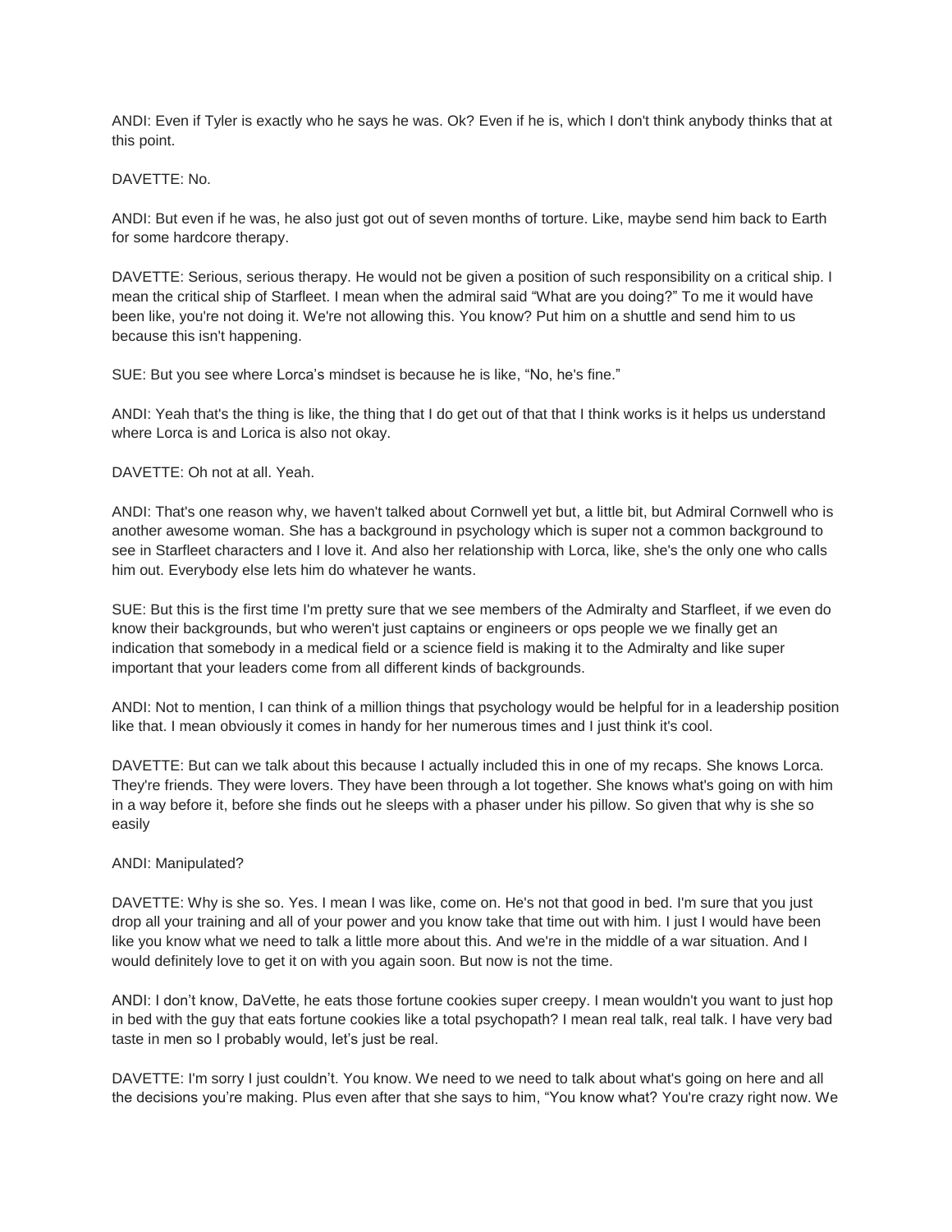ANDI: Even if Tyler is exactly who he says he was. Ok? Even if he is, which I don't think anybody thinks that at this point.

DAVETTE: No.

ANDI: But even if he was, he also just got out of seven months of torture. Like, maybe send him back to Earth for some hardcore therapy.

DAVETTE: Serious, serious therapy. He would not be given a position of such responsibility on a critical ship. I mean the critical ship of Starfleet. I mean when the admiral said "What are you doing?" To me it would have been like, you're not doing it. We're not allowing this. You know? Put him on a shuttle and send him to us because this isn't happening.

SUE: But you see where Lorca's mindset is because he is like, "No, he's fine."

ANDI: Yeah that's the thing is like, the thing that I do get out of that that I think works is it helps us understand where Lorca is and Lorica is also not okay.

DAVETTE: Oh not at all. Yeah.

ANDI: That's one reason why, we haven't talked about Cornwell yet but, a little bit, but Admiral Cornwell who is another awesome woman. She has a background in psychology which is super not a common background to see in Starfleet characters and I love it. And also her relationship with Lorca, like, she's the only one who calls him out. Everybody else lets him do whatever he wants.

SUE: But this is the first time I'm pretty sure that we see members of the Admiralty and Starfleet, if we even do know their backgrounds, but who weren't just captains or engineers or ops people we we finally get an indication that somebody in a medical field or a science field is making it to the Admiralty and like super important that your leaders come from all different kinds of backgrounds.

ANDI: Not to mention, I can think of a million things that psychology would be helpful for in a leadership position like that. I mean obviously it comes in handy for her numerous times and I just think it's cool.

DAVETTE: But can we talk about this because I actually included this in one of my recaps. She knows Lorca. They're friends. They were lovers. They have been through a lot together. She knows what's going on with him in a way before it, before she finds out he sleeps with a phaser under his pillow. So given that why is she so easily

ANDI: Manipulated?

DAVETTE: Why is she so. Yes. I mean I was like, come on. He's not that good in bed. I'm sure that you just drop all your training and all of your power and you know take that time out with him. I just I would have been like you know what we need to talk a little more about this. And we're in the middle of a war situation. And I would definitely love to get it on with you again soon. But now is not the time.

ANDI: I don't know, DaVette, he eats those fortune cookies super creepy. I mean wouldn't you want to just hop in bed with the guy that eats fortune cookies like a total psychopath? I mean real talk, real talk. I have very bad taste in men so I probably would, let's just be real.

DAVETTE: I'm sorry I just couldn't. You know. We need to we need to talk about what's going on here and all the decisions you're making. Plus even after that she says to him, "You know what? You're crazy right now. We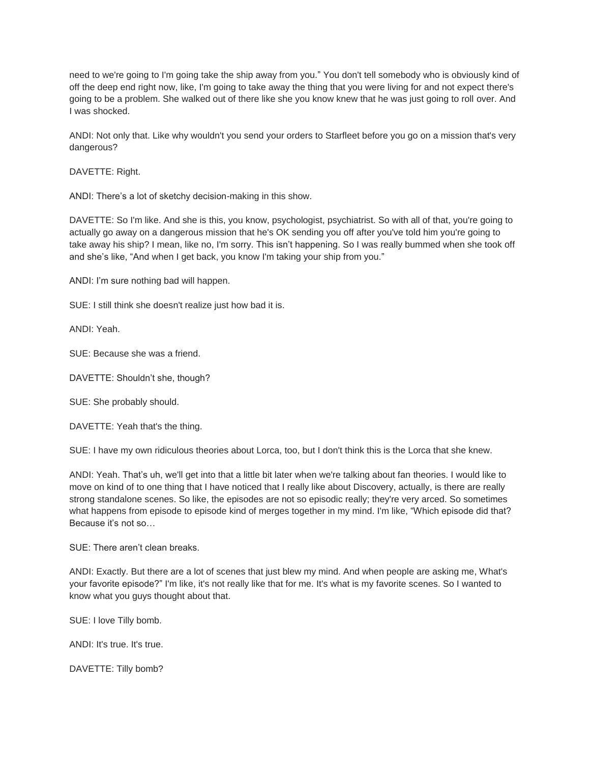need to we're going to I'm going take the ship away from you." You don't tell somebody who is obviously kind of off the deep end right now, like, I'm going to take away the thing that you were living for and not expect there's going to be a problem. She walked out of there like she you know knew that he was just going to roll over. And I was shocked.

ANDI: Not only that. Like why wouldn't you send your orders to Starfleet before you go on a mission that's very dangerous?

DAVETTE: Right.

ANDI: There's a lot of sketchy decision-making in this show.

DAVETTE: So I'm like. And she is this, you know, psychologist, psychiatrist. So with all of that, you're going to actually go away on a dangerous mission that he's OK sending you off after you've told him you're going to take away his ship? I mean, like no, I'm sorry. This isn't happening. So I was really bummed when she took off and she's like, "And when I get back, you know I'm taking your ship from you."

ANDI: I'm sure nothing bad will happen.

SUE: I still think she doesn't realize just how bad it is.

ANDI: Yeah.

SUE: Because she was a friend.

DAVETTE: Shouldn't she, though?

SUE: She probably should.

DAVETTE: Yeah that's the thing.

SUE: I have my own ridiculous theories about Lorca, too, but I don't think this is the Lorca that she knew.

ANDI: Yeah. That's uh, we'll get into that a little bit later when we're talking about fan theories. I would like to move on kind of to one thing that I have noticed that I really like about Discovery, actually, is there are really strong standalone scenes. So like, the episodes are not so episodic really; they're very arced. So sometimes what happens from episode to episode kind of merges together in my mind. I'm like, "Which episode did that? Because it's not so…

SUE: There aren't clean breaks.

ANDI: Exactly. But there are a lot of scenes that just blew my mind. And when people are asking me, What's your favorite episode?" I'm like, it's not really like that for me. It's what is my favorite scenes. So I wanted to know what you guys thought about that.

SUE: I love Tilly bomb.

ANDI: It's true. It's true.

DAVETTE: Tilly bomb?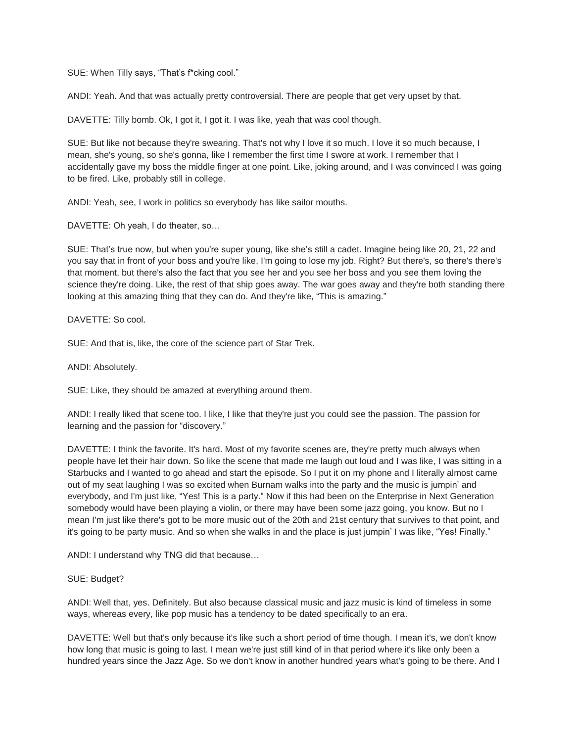SUE: When Tilly says, "That's f*cking cool."

ANDI: Yeah. And that was actually pretty controversial. There are people that get very upset by that.

DAVETTE: Tilly bomb. Ok, I got it, I got it. I was like, yeah that was cool though.

SUE: But like not because they're swearing. That's not why I love it so much. I love it so much because, I mean, she's young, so she's gonna, like I remember the first time I swore at work. I remember that I accidentally gave my boss the middle finger at one point. Like, joking around, and I was convinced I was going to be fired. Like, probably still in college.

ANDI: Yeah, see, I work in politics so everybody has like sailor mouths.

DAVETTE: Oh yeah, I do theater, so…

SUE: That's true now, but when you're super young, like she's still a cadet. Imagine being like 20, 21, 22 and you say that in front of your boss and you're like, I'm going to lose my job. Right? But there's, so there's there's that moment, but there's also the fact that you see her and you see her boss and you see them loving the science they're doing. Like, the rest of that ship goes away. The war goes away and they're both standing there looking at this amazing thing that they can do. And they're like, "This is amazing."

DAVETTE: So cool.

SUE: And that is, like, the core of the science part of Star Trek.

ANDI: Absolutely.

SUE: Like, they should be amazed at everything around them.

ANDI: I really liked that scene too. I like, I like that they're just you could see the passion. The passion for learning and the passion for "discovery."

DAVETTE: I think the favorite. It's hard. Most of my favorite scenes are, they're pretty much always when people have let their hair down. So like the scene that made me laugh out loud and I was like, I was sitting in a Starbucks and I wanted to go ahead and start the episode. So I put it on my phone and I literally almost came out of my seat laughing I was so excited when Burnam walks into the party and the music is jumpin' and everybody, and I'm just like, "Yes! This is a party." Now if this had been on the Enterprise in Next Generation somebody would have been playing a violin, or there may have been some jazz going, you know. But no I mean I'm just like there's got to be more music out of the 20th and 21st century that survives to that point, and it's going to be party music. And so when she walks in and the place is just jumpin' I was like, "Yes! Finally."

ANDI: I understand why TNG did that because…

SUE: Budget?

ANDI: Well that, yes. Definitely. But also because classical music and jazz music is kind of timeless in some ways, whereas every, like pop music has a tendency to be dated specifically to an era.

DAVETTE: Well but that's only because it's like such a short period of time though. I mean it's, we don't know how long that music is going to last. I mean we're just still kind of in that period where it's like only been a hundred years since the Jazz Age. So we don't know in another hundred years what's going to be there. And I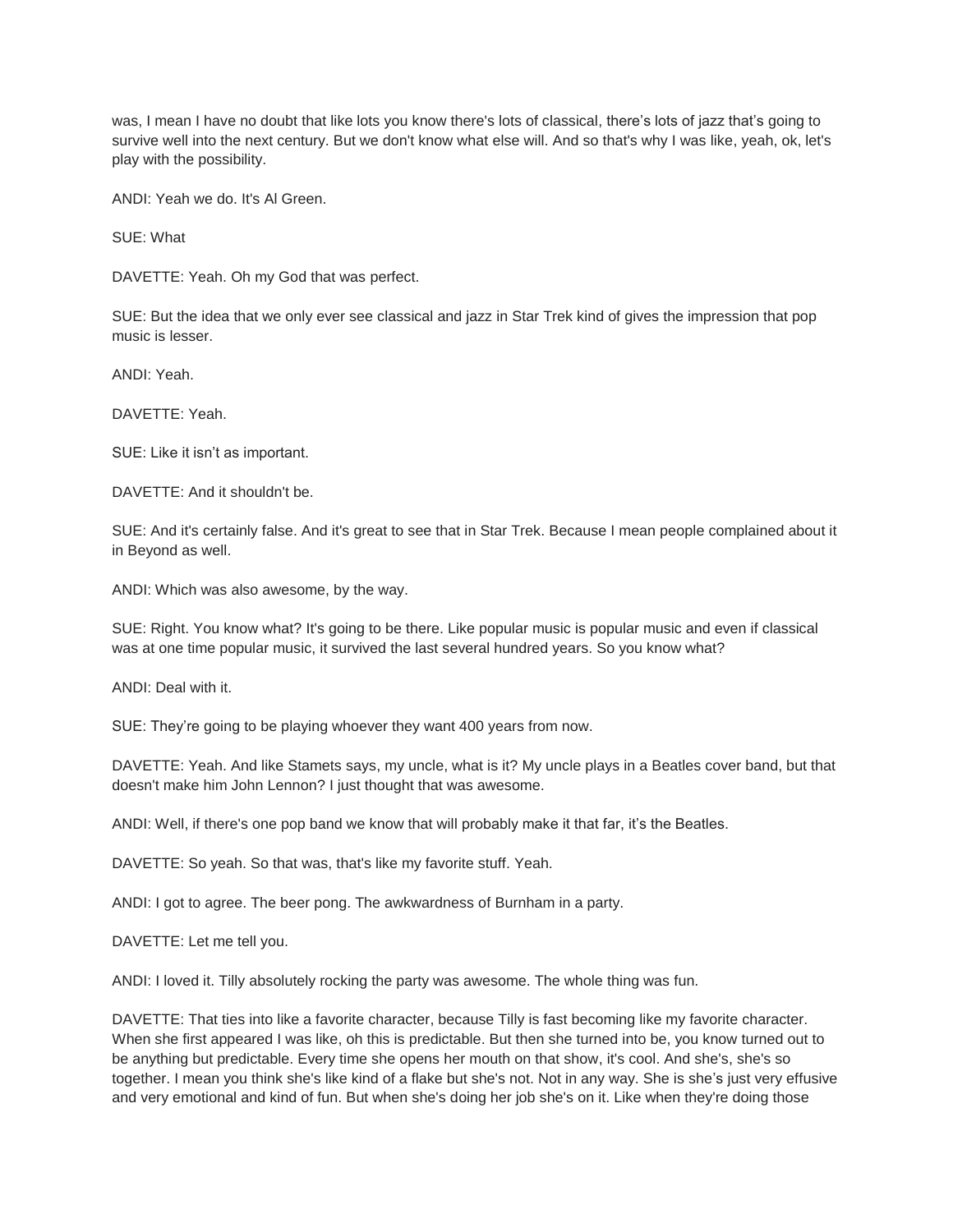was, I mean I have no doubt that like lots you know there's lots of classical, there's lots of jazz that's going to survive well into the next century. But we don't know what else will. And so that's why I was like, yeah, ok, let's play with the possibility.

ANDI: Yeah we do. It's Al Green.

SUE: What

DAVETTE: Yeah. Oh my God that was perfect.

SUE: But the idea that we only ever see classical and jazz in Star Trek kind of gives the impression that pop music is lesser.

ANDI: Yeah.

DAVETTE: Yeah.

SUE: Like it isn't as important.

DAVETTE: And it shouldn't be.

SUE: And it's certainly false. And it's great to see that in Star Trek. Because I mean people complained about it in Beyond as well.

ANDI: Which was also awesome, by the way.

SUE: Right. You know what? It's going to be there. Like popular music is popular music and even if classical was at one time popular music, it survived the last several hundred years. So you know what?

ANDI: Deal with it.

SUE: They're going to be playing whoever they want 400 years from now.

DAVETTE: Yeah. And like Stamets says, my uncle, what is it? My uncle plays in a Beatles cover band, but that doesn't make him John Lennon? I just thought that was awesome.

ANDI: Well, if there's one pop band we know that will probably make it that far, it's the Beatles.

DAVETTE: So yeah. So that was, that's like my favorite stuff. Yeah.

ANDI: I got to agree. The beer pong. The awkwardness of Burnham in a party.

DAVETTE: Let me tell you.

ANDI: I loved it. Tilly absolutely rocking the party was awesome. The whole thing was fun.

DAVETTE: That ties into like a favorite character, because Tilly is fast becoming like my favorite character. When she first appeared I was like, oh this is predictable. But then she turned into be, you know turned out to be anything but predictable. Every time she opens her mouth on that show, it's cool. And she's, she's so together. I mean you think she's like kind of a flake but she's not. Not in any way. She is she's just very effusive and very emotional and kind of fun. But when she's doing her job she's on it. Like when they're doing those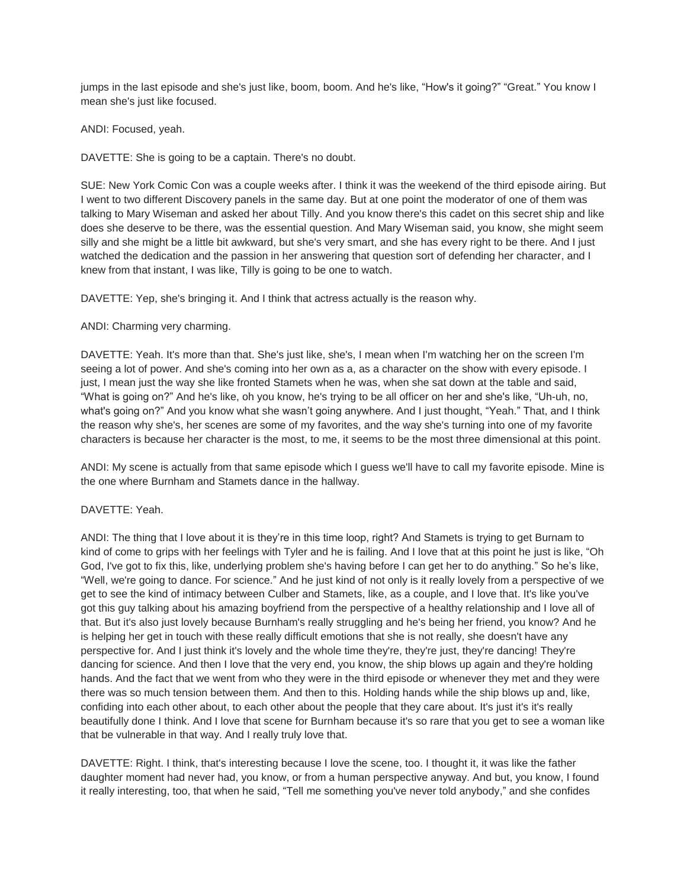jumps in the last episode and she's just like, boom, boom. And he's like, "How's it going?" "Great." You know I mean she's just like focused.

ANDI: Focused, yeah.

DAVETTE: She is going to be a captain. There's no doubt.

SUE: New York Comic Con was a couple weeks after. I think it was the weekend of the third episode airing. But I went to two different Discovery panels in the same day. But at one point the moderator of one of them was talking to Mary Wiseman and asked her about Tilly. And you know there's this cadet on this secret ship and like does she deserve to be there, was the essential question. And Mary Wiseman said, you know, she might seem silly and she might be a little bit awkward, but she's very smart, and she has every right to be there. And I just watched the dedication and the passion in her answering that question sort of defending her character, and I knew from that instant, I was like, Tilly is going to be one to watch.

DAVETTE: Yep, she's bringing it. And I think that actress actually is the reason why.

ANDI: Charming very charming.

DAVETTE: Yeah. It's more than that. She's just like, she's, I mean when I'm watching her on the screen I'm seeing a lot of power. And she's coming into her own as a, as a character on the show with every episode. I just, I mean just the way she like fronted Stamets when he was, when she sat down at the table and said, "What is going on?" And he's like, oh you know, he's trying to be all officer on her and she's like, "Uh-uh, no, what's going on?" And you know what she wasn't going anywhere. And I just thought, "Yeah." That, and I think the reason why she's, her scenes are some of my favorites, and the way she's turning into one of my favorite characters is because her character is the most, to me, it seems to be the most three dimensional at this point.

ANDI: My scene is actually from that same episode which I guess we'll have to call my favorite episode. Mine is the one where Burnham and Stamets dance in the hallway.

DAVETTE: Yeah.

ANDI: The thing that I love about it is they're in this time loop, right? And Stamets is trying to get Burnam to kind of come to grips with her feelings with Tyler and he is failing. And I love that at this point he just is like, "Oh God, I've got to fix this, like, underlying problem she's having before I can get her to do anything." So he's like, "Well, we're going to dance. For science." And he just kind of not only is it really lovely from a perspective of we get to see the kind of intimacy between Culber and Stamets, like, as a couple, and I love that. It's like you've got this guy talking about his amazing boyfriend from the perspective of a healthy relationship and I love all of that. But it's also just lovely because Burnham's really struggling and he's being her friend, you know? And he is helping her get in touch with these really difficult emotions that she is not really, she doesn't have any perspective for. And I just think it's lovely and the whole time they're, they're just, they're dancing! They're dancing for science. And then I love that the very end, you know, the ship blows up again and they're holding hands. And the fact that we went from who they were in the third episode or whenever they met and they were there was so much tension between them. And then to this. Holding hands while the ship blows up and, like, confiding into each other about, to each other about the people that they care about. It's just it's it's really beautifully done I think. And I love that scene for Burnham because it's so rare that you get to see a woman like that be vulnerable in that way. And I really truly love that.

DAVETTE: Right. I think, that's interesting because I love the scene, too. I thought it, it was like the father daughter moment had never had, you know, or from a human perspective anyway. And but, you know, I found it really interesting, too, that when he said, "Tell me something you've never told anybody," and she confides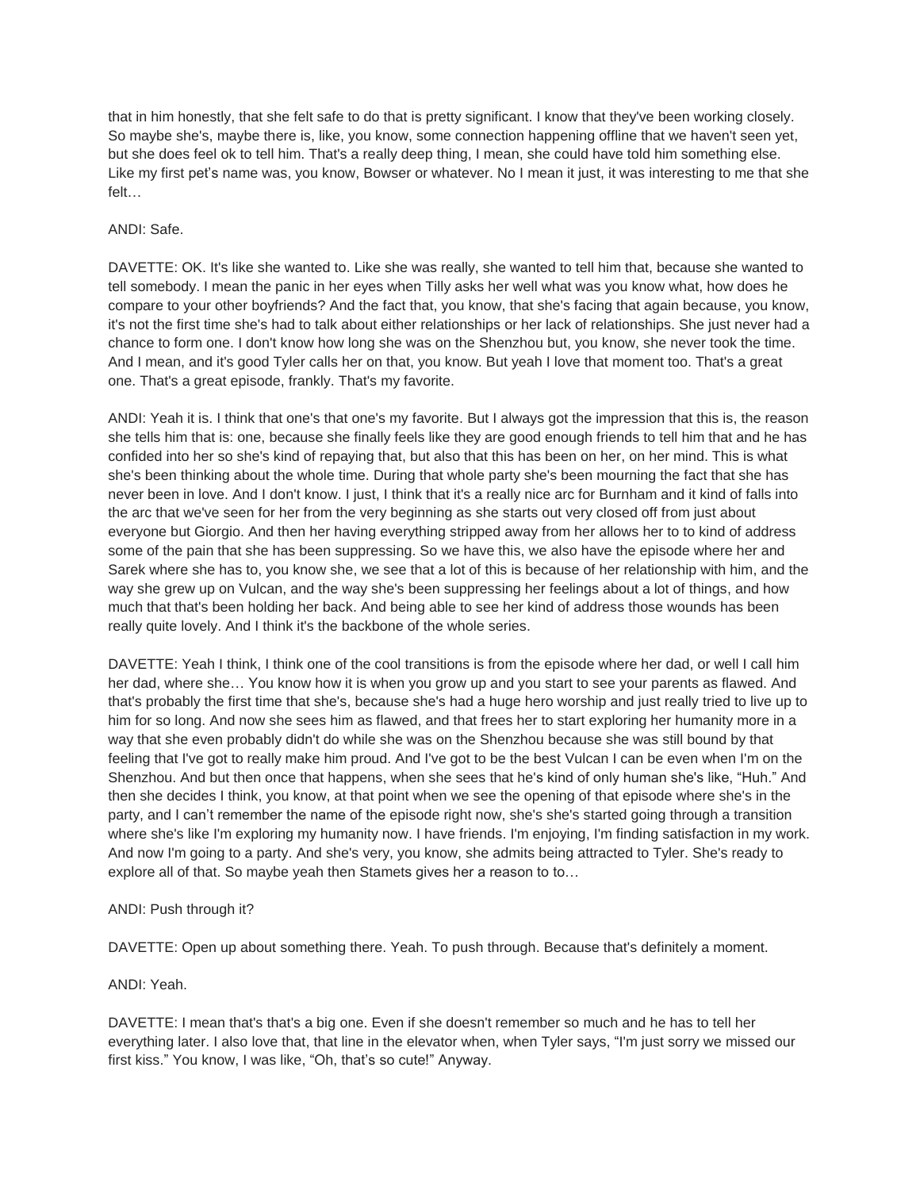that in him honestly, that she felt safe to do that is pretty significant. I know that they've been working closely. So maybe she's, maybe there is, like, you know, some connection happening offline that we haven't seen yet, but she does feel ok to tell him. That's a really deep thing, I mean, she could have told him something else. Like my first pet's name was, you know, Bowser or whatever. No I mean it just, it was interesting to me that she felt…

ANDI: Safe.

DAVETTE: OK. It's like she wanted to. Like she was really, she wanted to tell him that, because she wanted to tell somebody. I mean the panic in her eyes when Tilly asks her well what was you know what, how does he compare to your other boyfriends? And the fact that, you know, that she's facing that again because, you know, it's not the first time she's had to talk about either relationships or her lack of relationships. She just never had a chance to form one. I don't know how long she was on the Shenzhou but, you know, she never took the time. And I mean, and it's good Tyler calls her on that, you know. But yeah I love that moment too. That's a great one. That's a great episode, frankly. That's my favorite.

ANDI: Yeah it is. I think that one's that one's my favorite. But I always got the impression that this is, the reason she tells him that is: one, because she finally feels like they are good enough friends to tell him that and he has confided into her so she's kind of repaying that, but also that this has been on her, on her mind. This is what she's been thinking about the whole time. During that whole party she's been mourning the fact that she has never been in love. And I don't know. I just, I think that it's a really nice arc for Burnham and it kind of falls into the arc that we've seen for her from the very beginning as she starts out very closed off from just about everyone but Giorgio. And then her having everything stripped away from her allows her to to kind of address some of the pain that she has been suppressing. So we have this, we also have the episode where her and Sarek where she has to, you know she, we see that a lot of this is because of her relationship with him, and the way she grew up on Vulcan, and the way she's been suppressing her feelings about a lot of things, and how much that that's been holding her back. And being able to see her kind of address those wounds has been really quite lovely. And I think it's the backbone of the whole series.

DAVETTE: Yeah I think, I think one of the cool transitions is from the episode where her dad, or well I call him her dad, where she… You know how it is when you grow up and you start to see your parents as flawed. And that's probably the first time that she's, because she's had a huge hero worship and just really tried to live up to him for so long. And now she sees him as flawed, and that frees her to start exploring her humanity more in a way that she even probably didn't do while she was on the Shenzhou because she was still bound by that feeling that I've got to really make him proud. And I've got to be the best Vulcan I can be even when I'm on the Shenzhou. And but then once that happens, when she sees that he's kind of only human she's like, "Huh." And then she decides I think, you know, at that point when we see the opening of that episode where she's in the party, and I can't remember the name of the episode right now, she's she's started going through a transition where she's like I'm exploring my humanity now. I have friends. I'm enjoying, I'm finding satisfaction in my work. And now I'm going to a party. And she's very, you know, she admits being attracted to Tyler. She's ready to explore all of that. So maybe yeah then Stamets gives her a reason to to…

ANDI: Push through it?

DAVETTE: Open up about something there. Yeah. To push through. Because that's definitely a moment.

ANDI: Yeah.

DAVETTE: I mean that's that's a big one. Even if she doesn't remember so much and he has to tell her everything later. I also love that, that line in the elevator when, when Tyler says, "I'm just sorry we missed our first kiss." You know, I was like, "Oh, that's so cute!" Anyway.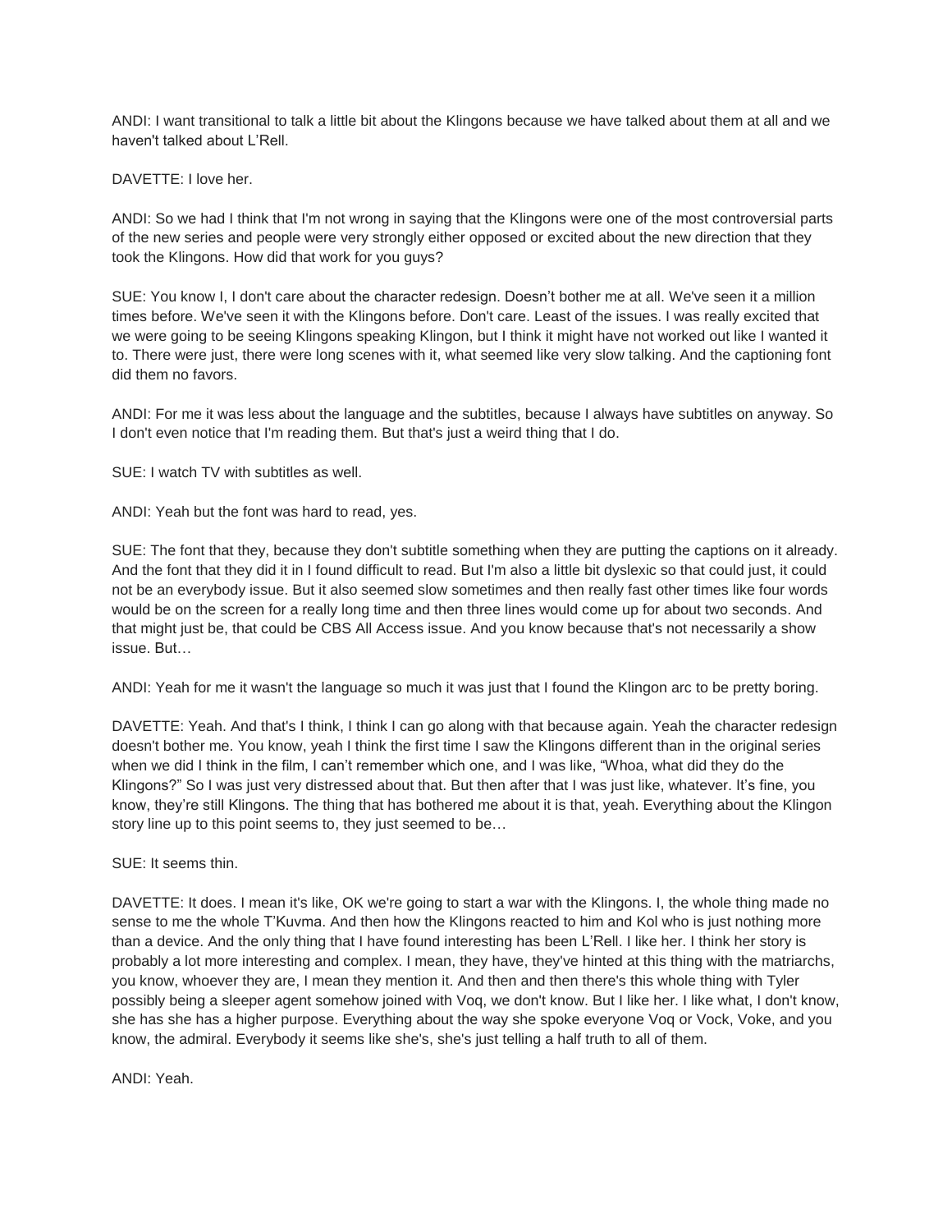ANDI: I want transitional to talk a little bit about the Klingons because we have talked about them at all and we haven't talked about L'Rell.

DAVETTE: I love her.

ANDI: So we had I think that I'm not wrong in saying that the Klingons were one of the most controversial parts of the new series and people were very strongly either opposed or excited about the new direction that they took the Klingons. How did that work for you guys?

SUE: You know I, I don't care about the character redesign. Doesn't bother me at all. We've seen it a million times before. We've seen it with the Klingons before. Don't care. Least of the issues. I was really excited that we were going to be seeing Klingons speaking Klingon, but I think it might have not worked out like I wanted it to. There were just, there were long scenes with it, what seemed like very slow talking. And the captioning font did them no favors.

ANDI: For me it was less about the language and the subtitles, because I always have subtitles on anyway. So I don't even notice that I'm reading them. But that's just a weird thing that I do.

SUE: I watch TV with subtitles as well.

ANDI: Yeah but the font was hard to read, yes.

SUE: The font that they, because they don't subtitle something when they are putting the captions on it already. And the font that they did it in I found difficult to read. But I'm also a little bit dyslexic so that could just, it could not be an everybody issue. But it also seemed slow sometimes and then really fast other times like four words would be on the screen for a really long time and then three lines would come up for about two seconds. And that might just be, that could be CBS All Access issue. And you know because that's not necessarily a show issue. But…

ANDI: Yeah for me it wasn't the language so much it was just that I found the Klingon arc to be pretty boring.

DAVETTE: Yeah. And that's I think, I think I can go along with that because again. Yeah the character redesign doesn't bother me. You know, yeah I think the first time I saw the Klingons different than in the original series when we did I think in the film, I can't remember which one, and I was like, "Whoa, what did they do the Klingons?" So I was just very distressed about that. But then after that I was just like, whatever. It's fine, you know, they're still Klingons. The thing that has bothered me about it is that, yeah. Everything about the Klingon story line up to this point seems to, they just seemed to be…

SUE: It seems thin.

DAVETTE: It does. I mean it's like, OK we're going to start a war with the Klingons. I, the whole thing made no sense to me the whole T'Kuvma. And then how the Klingons reacted to him and Kol who is just nothing more than a device. And the only thing that I have found interesting has been L'Rell. I like her. I think her story is probably a lot more interesting and complex. I mean, they have, they've hinted at this thing with the matriarchs, you know, whoever they are, I mean they mention it. And then and then there's this whole thing with Tyler possibly being a sleeper agent somehow joined with Voq, we don't know. But I like her. I like what, I don't know, she has she has a higher purpose. Everything about the way she spoke everyone Voq or Vock, Voke, and you know, the admiral. Everybody it seems like she's, she's just telling a half truth to all of them.

ANDI: Yeah.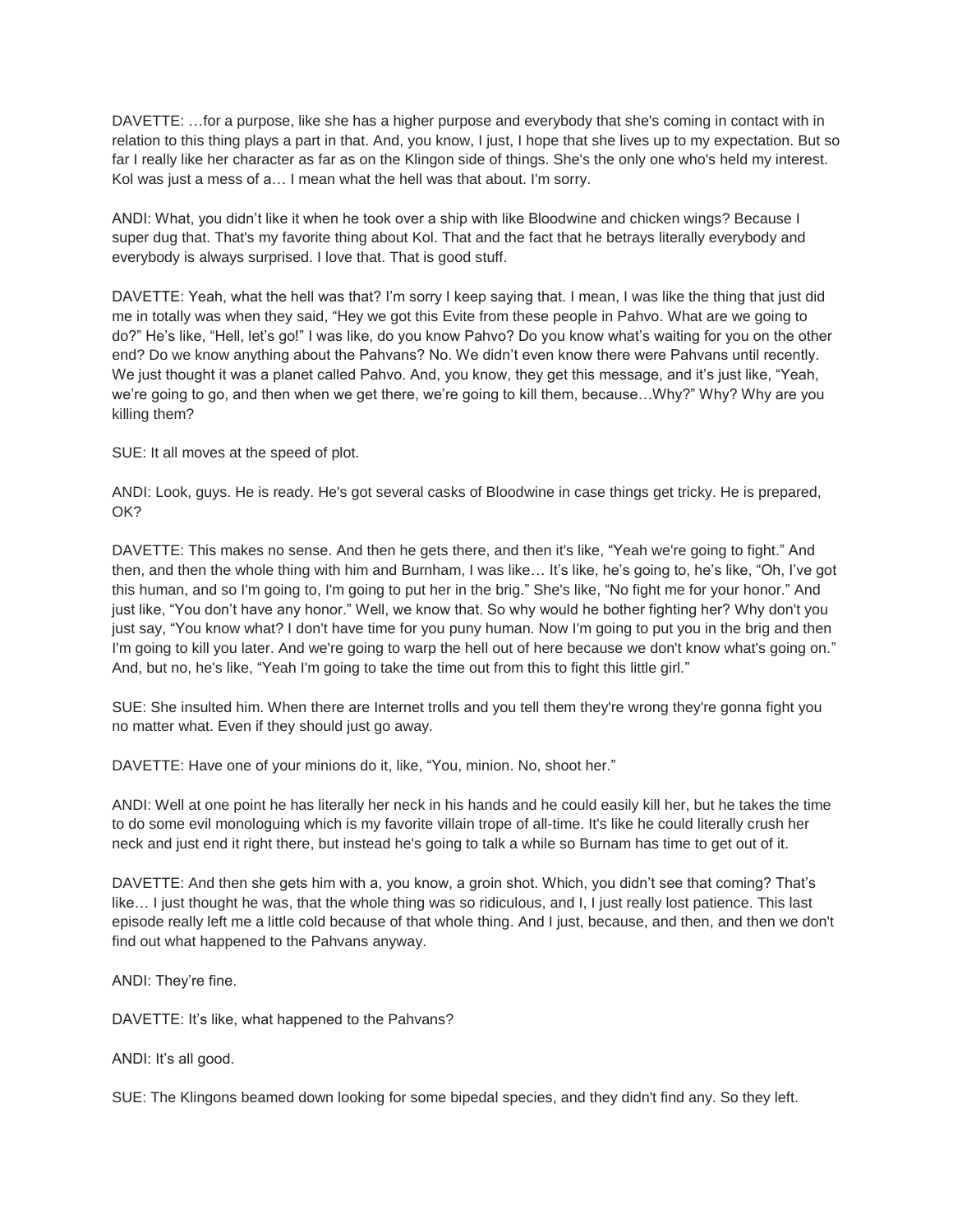DAVETTE: …for a purpose, like she has a higher purpose and everybody that she's coming in contact with in relation to this thing plays a part in that. And, you know, I just, I hope that she lives up to my expectation. But so far I really like her character as far as on the Klingon side of things. She's the only one who's held my interest. Kol was just a mess of a… I mean what the hell was that about. I'm sorry.

ANDI: What, you didn't like it when he took over a ship with like Bloodwine and chicken wings? Because I super dug that. That's my favorite thing about Kol. That and the fact that he betrays literally everybody and everybody is always surprised. I love that. That is good stuff.

DAVETTE: Yeah, what the hell was that? I'm sorry I keep saying that. I mean, I was like the thing that just did me in totally was when they said, "Hey we got this Evite from these people in Pahvo. What are we going to do?" He's like, "Hell, let's go!" I was like, do you know Pahvo? Do you know what's waiting for you on the other end? Do we know anything about the Pahvans? No. We didn't even know there were Pahvans until recently. We just thought it was a planet called Pahvo. And, you know, they get this message, and it's just like, "Yeah, we're going to go, and then when we get there, we're going to kill them, because…Why?" Why? Why are you killing them?

SUE: It all moves at the speed of plot.

ANDI: Look, guys. He is ready. He's got several casks of Bloodwine in case things get tricky. He is prepared, OK?

DAVETTE: This makes no sense. And then he gets there, and then it's like, "Yeah we're going to fight." And then, and then the whole thing with him and Burnham, I was like… It's like, he's going to, he's like, "Oh, I've got this human, and so I'm going to, I'm going to put her in the brig." She's like, "No fight me for your honor." And just like, "You don't have any honor." Well, we know that. So why would he bother fighting her? Why don't you just say, "You know what? I don't have time for you puny human. Now I'm going to put you in the brig and then I'm going to kill you later. And we're going to warp the hell out of here because we don't know what's going on." And, but no, he's like, "Yeah I'm going to take the time out from this to fight this little girl."

SUE: She insulted him. When there are Internet trolls and you tell them they're wrong they're gonna fight you no matter what. Even if they should just go away.

DAVETTE: Have one of your minions do it, like, "You, minion. No, shoot her."

ANDI: Well at one point he has literally her neck in his hands and he could easily kill her, but he takes the time to do some evil monologuing which is my favorite villain trope of all-time. It's like he could literally crush her neck and just end it right there, but instead he's going to talk a while so Burnam has time to get out of it.

DAVETTE: And then she gets him with a, you know, a groin shot. Which, you didn't see that coming? That's like… I just thought he was, that the whole thing was so ridiculous, and I, I just really lost patience. This last episode really left me a little cold because of that whole thing. And I just, because, and then, and then we don't find out what happened to the Pahvans anyway.

ANDI: They're fine.

DAVETTE: It's like, what happened to the Pahvans?

ANDI: It's all good.

SUE: The Klingons beamed down looking for some bipedal species, and they didn't find any. So they left.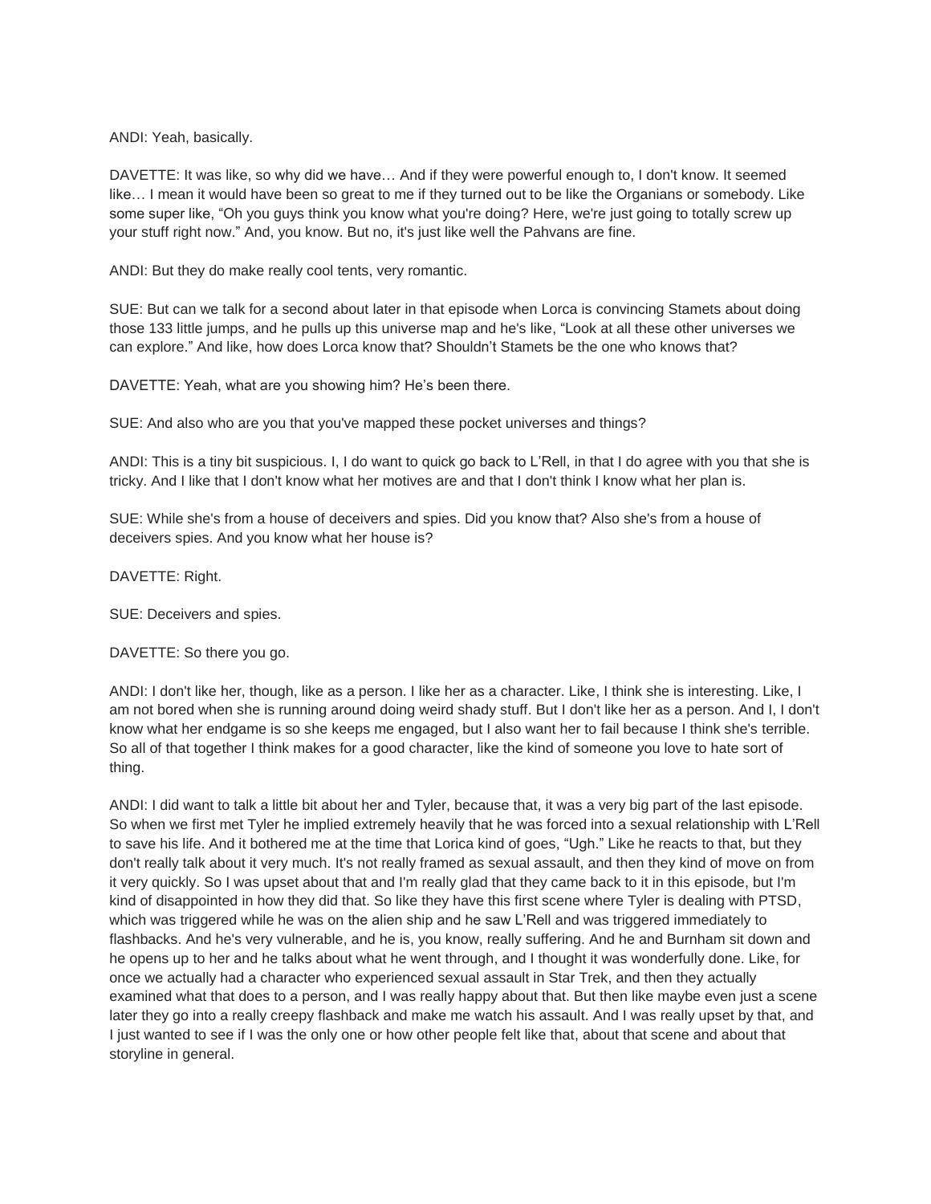ANDI: Yeah, basically.

DAVETTE: It was like, so why did we have… And if they were powerful enough to, I don't know. It seemed like… I mean it would have been so great to me if they turned out to be like the Organians or somebody. Like some super like, "Oh you guys think you know what you're doing? Here, we're just going to totally screw up your stuff right now." And, you know. But no, it's just like well the Pahvans are fine.

ANDI: But they do make really cool tents, very romantic.

SUE: But can we talk for a second about later in that episode when Lorca is convincing Stamets about doing those 133 little jumps, and he pulls up this universe map and he's like, "Look at all these other universes we can explore." And like, how does Lorca know that? Shouldn't Stamets be the one who knows that?

DAVETTE: Yeah, what are you showing him? He's been there.

SUE: And also who are you that you've mapped these pocket universes and things?

ANDI: This is a tiny bit suspicious. I, I do want to quick go back to L'Rell, in that I do agree with you that she is tricky. And I like that I don't know what her motives are and that I don't think I know what her plan is.

SUE: While she's from a house of deceivers and spies. Did you know that? Also she's from a house of deceivers spies. And you know what her house is?

DAVETTE: Right.

SUE: Deceivers and spies.

DAVETTE: So there you go.

ANDI: I don't like her, though, like as a person. I like her as a character. Like, I think she is interesting. Like, I am not bored when she is running around doing weird shady stuff. But I don't like her as a person. And I, I don't know what her endgame is so she keeps me engaged, but I also want her to fail because I think she's terrible. So all of that together I think makes for a good character, like the kind of someone you love to hate sort of thing.

ANDI: I did want to talk a little bit about her and Tyler, because that, it was a very big part of the last episode. So when we first met Tyler he implied extremely heavily that he was forced into a sexual relationship with L'Rell to save his life. And it bothered me at the time that Lorica kind of goes, "Ugh." Like he reacts to that, but they don't really talk about it very much. It's not really framed as sexual assault, and then they kind of move on from it very quickly. So I was upset about that and I'm really glad that they came back to it in this episode, but I'm kind of disappointed in how they did that. So like they have this first scene where Tyler is dealing with PTSD, which was triggered while he was on the alien ship and he saw L'Rell and was triggered immediately to flashbacks. And he's very vulnerable, and he is, you know, really suffering. And he and Burnham sit down and he opens up to her and he talks about what he went through, and I thought it was wonderfully done. Like, for once we actually had a character who experienced sexual assault in Star Trek, and then they actually examined what that does to a person, and I was really happy about that. But then like maybe even just a scene later they go into a really creepy flashback and make me watch his assault. And I was really upset by that, and I just wanted to see if I was the only one or how other people felt like that, about that scene and about that storyline in general.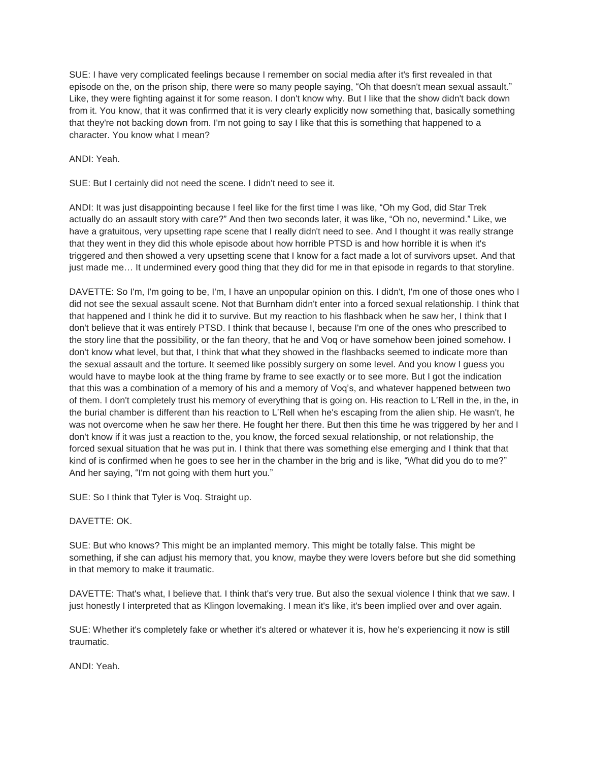SUE: I have very complicated feelings because I remember on social media after it's first revealed in that episode on the, on the prison ship, there were so many people saying, "Oh that doesn't mean sexual assault." Like, they were fighting against it for some reason. I don't know why. But I like that the show didn't back down from it. You know, that it was confirmed that it is very clearly explicitly now something that, basically something that they're not backing down from. I'm not going to say I like that this is something that happened to a character. You know what I mean?

ANDI: Yeah.

SUE: But I certainly did not need the scene. I didn't need to see it.

ANDI: It was just disappointing because I feel like for the first time I was like, "Oh my God, did Star Trek actually do an assault story with care?" And then two seconds later, it was like, "Oh no, nevermind." Like, we have a gratuitous, very upsetting rape scene that I really didn't need to see. And I thought it was really strange that they went in they did this whole episode about how horrible PTSD is and how horrible it is when it's triggered and then showed a very upsetting scene that I know for a fact made a lot of survivors upset. And that just made me… It undermined every good thing that they did for me in that episode in regards to that storyline.

DAVETTE: So I'm, I'm going to be, I'm, I have an unpopular opinion on this. I didn't, I'm one of those ones who I did not see the sexual assault scene. Not that Burnham didn't enter into a forced sexual relationship. I think that that happened and I think he did it to survive. But my reaction to his flashback when he saw her, I think that I don't believe that it was entirely PTSD. I think that because I, because I'm one of the ones who prescribed to the story line that the possibility, or the fan theory, that he and Voq or have somehow been joined somehow. I don't know what level, but that, I think that what they showed in the flashbacks seemed to indicate more than the sexual assault and the torture. It seemed like possibly surgery on some level. And you know I guess you would have to maybe look at the thing frame by frame to see exactly or to see more. But I got the indication that this was a combination of a memory of his and a memory of Voq's, and whatever happened between two of them. I don't completely trust his memory of everything that is going on. His reaction to L'Rell in the, in the, in the burial chamber is different than his reaction to L'Rell when he's escaping from the alien ship. He wasn't, he was not overcome when he saw her there. He fought her there. But then this time he was triggered by her and I don't know if it was just a reaction to the, you know, the forced sexual relationship, or not relationship, the forced sexual situation that he was put in. I think that there was something else emerging and I think that that kind of is confirmed when he goes to see her in the chamber in the brig and is like, "What did you do to me?" And her saying, "I'm not going with them hurt you."

SUE: So I think that Tyler is Voq. Straight up.

DAVETTE: OK.

SUE: But who knows? This might be an implanted memory. This might be totally false. This might be something, if she can adjust his memory that, you know, maybe they were lovers before but she did something in that memory to make it traumatic.

DAVETTE: That's what, I believe that. I think that's very true. But also the sexual violence I think that we saw. I just honestly I interpreted that as Klingon lovemaking. I mean it's like, it's been implied over and over again.

SUE: Whether it's completely fake or whether it's altered or whatever it is, how he's experiencing it now is still traumatic.

ANDI: Yeah.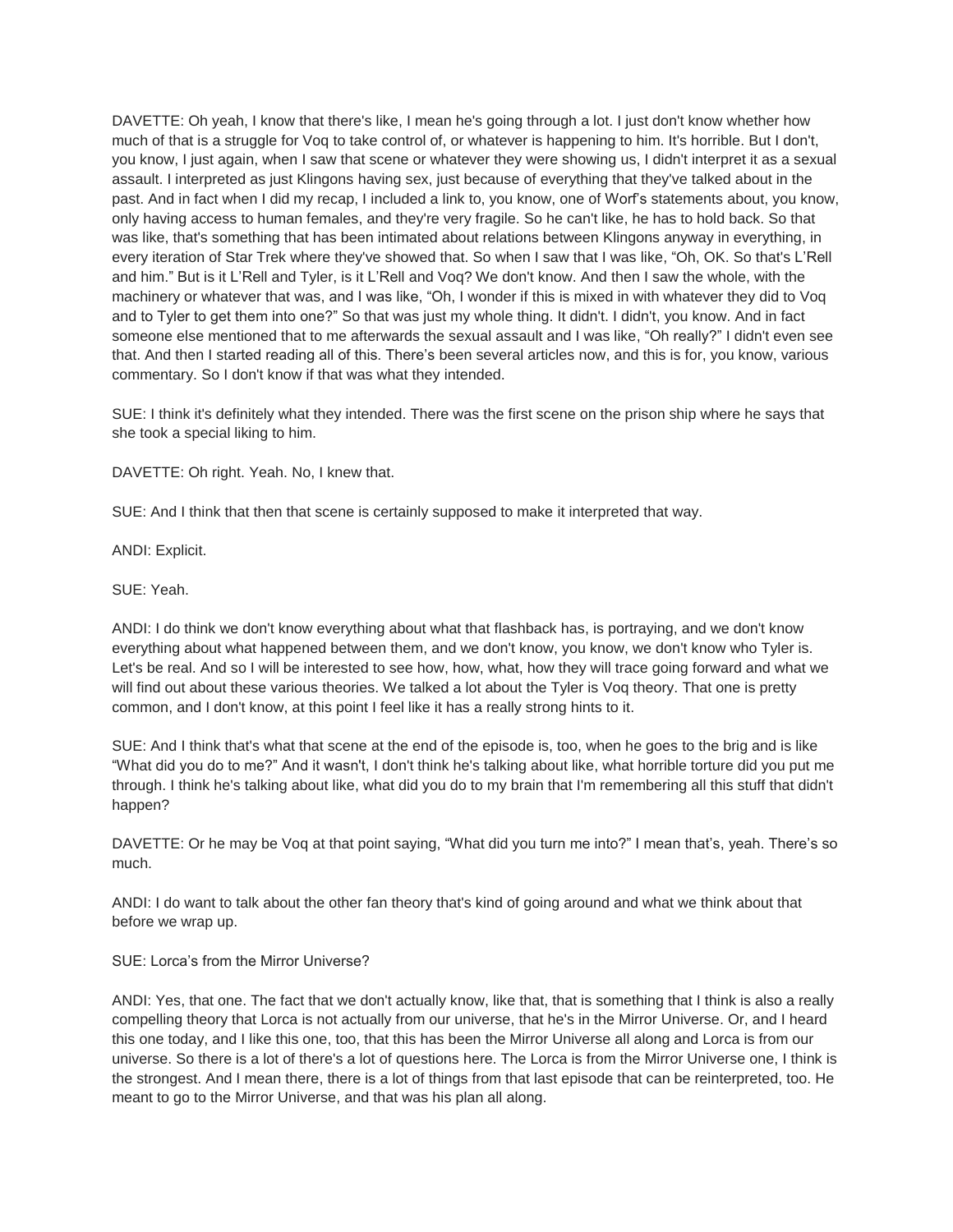DAVETTE: Oh yeah, I know that there's like, I mean he's going through a lot. I just don't know whether how much of that is a struggle for Voq to take control of, or whatever is happening to him. It's horrible. But I don't, you know, I just again, when I saw that scene or whatever they were showing us, I didn't interpret it as a sexual assault. I interpreted as just Klingons having sex, just because of everything that they've talked about in the past. And in fact when I did my recap, I included a link to, you know, one of Worf's statements about, you know, only having access to human females, and they're very fragile. So he can't like, he has to hold back. So that was like, that's something that has been intimated about relations between Klingons anyway in everything, in every iteration of Star Trek where they've showed that. So when I saw that I was like, "Oh, OK. So that's L'Rell and him." But is it L'Rell and Tyler, is it L'Rell and Voq? We don't know. And then I saw the whole, with the machinery or whatever that was, and I was like, "Oh, I wonder if this is mixed in with whatever they did to Voq and to Tyler to get them into one?" So that was just my whole thing. It didn't. I didn't, you know. And in fact someone else mentioned that to me afterwards the sexual assault and I was like, "Oh really?" I didn't even see that. And then I started reading all of this. There's been several articles now, and this is for, you know, various commentary. So I don't know if that was what they intended.

SUE: I think it's definitely what they intended. There was the first scene on the prison ship where he says that she took a special liking to him.

DAVETTE: Oh right. Yeah. No, I knew that.

SUE: And I think that then that scene is certainly supposed to make it interpreted that way.

ANDI: Explicit.

SUE: Yeah.

ANDI: I do think we don't know everything about what that flashback has, is portraying, and we don't know everything about what happened between them, and we don't know, you know, we don't know who Tyler is. Let's be real. And so I will be interested to see how, how, what, how they will trace going forward and what we will find out about these various theories. We talked a lot about the Tyler is Voq theory. That one is pretty common, and I don't know, at this point I feel like it has a really strong hints to it.

SUE: And I think that's what that scene at the end of the episode is, too, when he goes to the brig and is like "What did you do to me?" And it wasn't, I don't think he's talking about like, what horrible torture did you put me through. I think he's talking about like, what did you do to my brain that I'm remembering all this stuff that didn't happen?

DAVETTE: Or he may be Voq at that point saying, "What did you turn me into?" I mean that's, yeah. There's so much.

ANDI: I do want to talk about the other fan theory that's kind of going around and what we think about that before we wrap up.

SUE: Lorca's from the Mirror Universe?

ANDI: Yes, that one. The fact that we don't actually know, like that, that is something that I think is also a really compelling theory that Lorca is not actually from our universe, that he's in the Mirror Universe. Or, and I heard this one today, and I like this one, too, that this has been the Mirror Universe all along and Lorca is from our universe. So there is a lot of there's a lot of questions here. The Lorca is from the Mirror Universe one, I think is the strongest. And I mean there, there is a lot of things from that last episode that can be reinterpreted, too. He meant to go to the Mirror Universe, and that was his plan all along.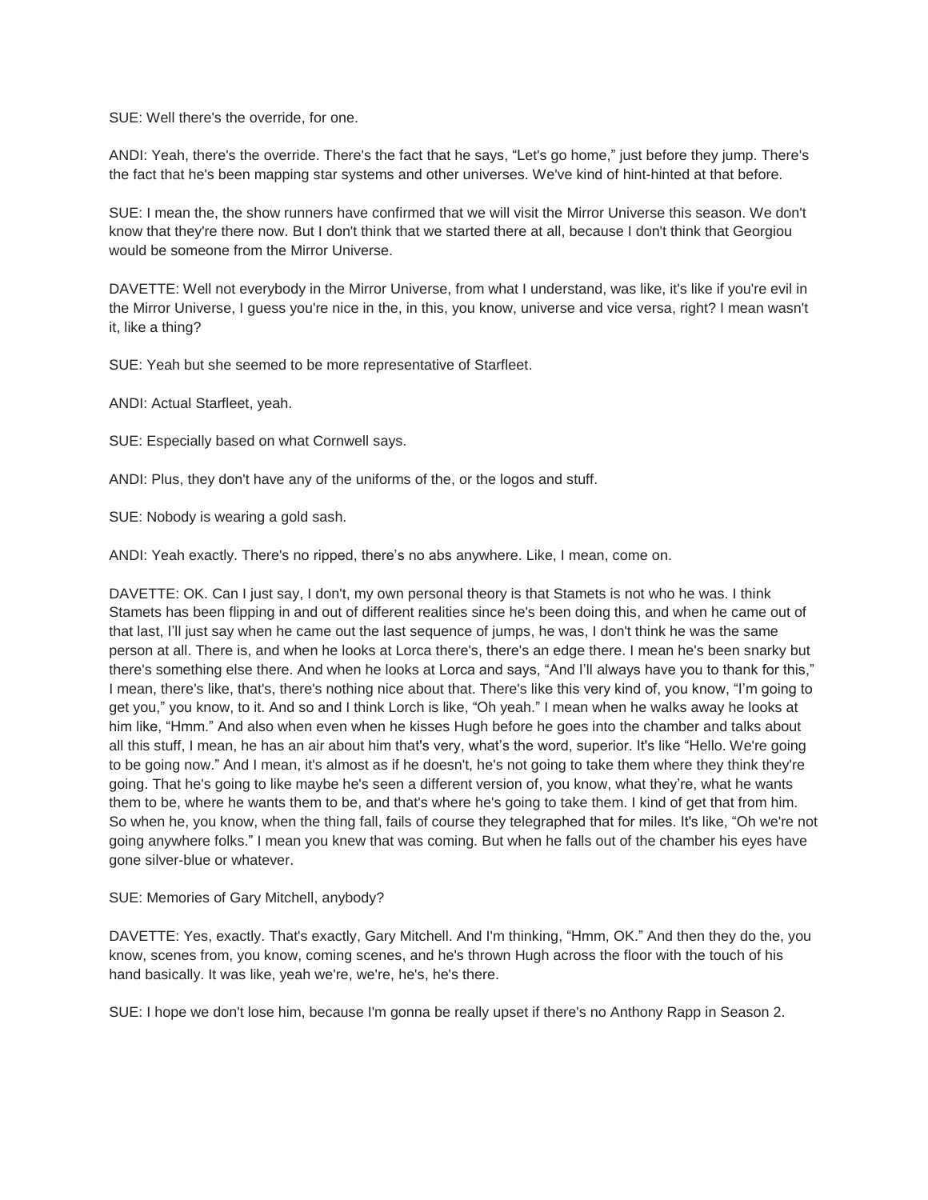SUE: Well there's the override, for one.

ANDI: Yeah, there's the override. There's the fact that he says, "Let's go home," just before they jump. There's the fact that he's been mapping star systems and other universes. We've kind of hint-hinted at that before.

SUE: I mean the, the show runners have confirmed that we will visit the Mirror Universe this season. We don't know that they're there now. But I don't think that we started there at all, because I don't think that Georgiou would be someone from the Mirror Universe.

DAVETTE: Well not everybody in the Mirror Universe, from what I understand, was like, it's like if you're evil in the Mirror Universe, I guess you're nice in the, in this, you know, universe and vice versa, right? I mean wasn't it, like a thing?

SUE: Yeah but she seemed to be more representative of Starfleet.

ANDI: Actual Starfleet, yeah.

SUE: Especially based on what Cornwell says.

ANDI: Plus, they don't have any of the uniforms of the, or the logos and stuff.

SUE: Nobody is wearing a gold sash.

ANDI: Yeah exactly. There's no ripped, there's no abs anywhere. Like, I mean, come on.

DAVETTE: OK. Can I just say, I don't, my own personal theory is that Stamets is not who he was. I think Stamets has been flipping in and out of different realities since he's been doing this, and when he came out of that last, I'll just say when he came out the last sequence of jumps, he was, I don't think he was the same person at all. There is, and when he looks at Lorca there's, there's an edge there. I mean he's been snarky but there's something else there. And when he looks at Lorca and says, "And I'll always have you to thank for this," I mean, there's like, that's, there's nothing nice about that. There's like this very kind of, you know, "I'm going to get you," you know, to it. And so and I think Lorch is like, "Oh yeah." I mean when he walks away he looks at him like, "Hmm." And also when even when he kisses Hugh before he goes into the chamber and talks about all this stuff, I mean, he has an air about him that's very, what's the word, superior. It's like "Hello. We're going to be going now." And I mean, it's almost as if he doesn't, he's not going to take them where they think they're going. That he's going to like maybe he's seen a different version of, you know, what they're, what he wants them to be, where he wants them to be, and that's where he's going to take them. I kind of get that from him. So when he, you know, when the thing fall, fails of course they telegraphed that for miles. It's like, "Oh we're not going anywhere folks." I mean you knew that was coming. But when he falls out of the chamber his eyes have gone silver-blue or whatever.

SUE: Memories of Gary Mitchell, anybody?

DAVETTE: Yes, exactly. That's exactly, Gary Mitchell. And I'm thinking, "Hmm, OK." And then they do the, you know, scenes from, you know, coming scenes, and he's thrown Hugh across the floor with the touch of his hand basically. It was like, yeah we're, we're, he's, he's there.

SUE: I hope we don't lose him, because I'm gonna be really upset if there's no Anthony Rapp in Season 2.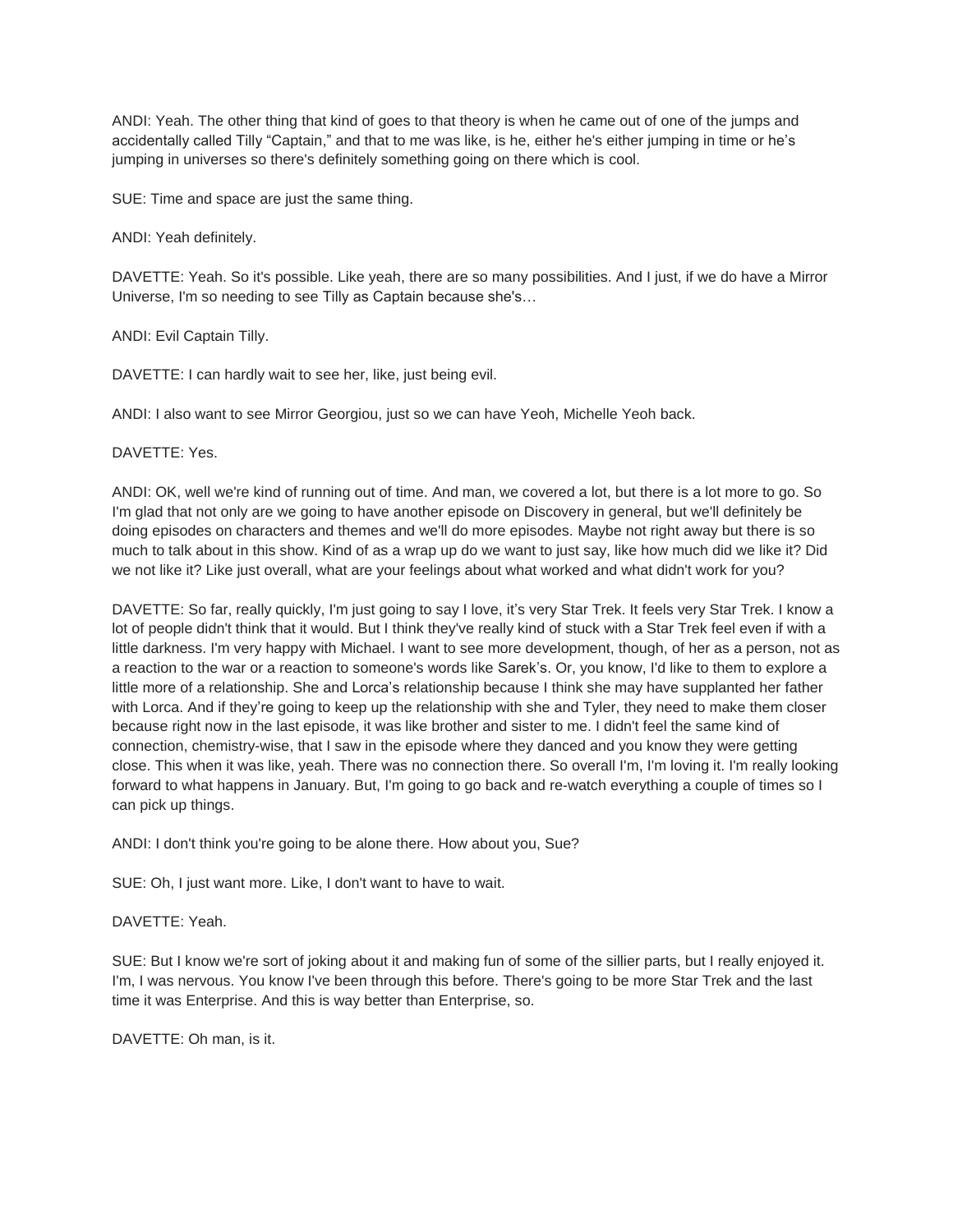ANDI: Yeah. The other thing that kind of goes to that theory is when he came out of one of the jumps and accidentally called Tilly “Captain,” and that to me was like, is he, either he's either jumping in time or he’s jumping in universes so there's definitely something going on there which is cool.

SUE: Time and space are just the same thing.

ANDI: Yeah definitely.

DAVETTE: Yeah. So it's possible. Like yeah, there are so many possibilities. And I just, if we do have a Mirror Universe, I'm so needing to see Tilly as Captain because she's…

ANDI: Evil Captain Tilly.

DAVETTE: I can hardly wait to see her, like, just being evil.

ANDI: I also want to see Mirror Georgiou, just so we can have Yeoh, Michelle Yeoh back.

DAVETTE: Yes.

ANDI: OK, well we're kind of running out of time. And man, we covered a lot, but there is a lot more to go. So I'm glad that not only are we going to have another episode on Discovery in general, but we'll definitely be doing episodes on characters and themes and we'll do more episodes. Maybe not right away but there is so much to talk about in this show. Kind of as a wrap up do we want to just say, like how much did we like it? Did we not like it? Like just overall, what are your feelings about what worked and what didn't work for you?

DAVETTE: So far, really quickly, I'm just going to say I love, it’s very Star Trek. It feels very Star Trek. I know a lot of people didn't think that it would. But I think they've really kind of stuck with a Star Trek feel even if with a little darkness. I'm very happy with Michael. I want to see more development, though, of her as a person, not as a reaction to the war or a reaction to someone's words like Sarek’s. Or, you know, I'd like to them to explore a little more of a relationship. She and Lorca’s relationship because I think she may have supplanted her father with Lorca. And if they’re going to keep up the relationship with she and Tyler, they need to make them closer because right now in the last episode, it was like brother and sister to me. I didn't feel the same kind of connection, chemistry-wise, that I saw in the episode where they danced and you know they were getting close. This when it was like, yeah. There was no connection there. So overall I'm, I'm loving it. I'm really looking forward to what happens in January. But, I'm going to go back and re-watch everything a couple of times so I can pick up things.

ANDI: I don't think you're going to be alone there. How about you, Sue?

SUE: Oh, I just want more. Like, I don't want to have to wait.

DAVETTE: Yeah.

SUE: But I know we're sort of joking about it and making fun of some of the sillier parts, but I really enjoyed it. I'm, I was nervous. You know I've been through this before. There's going to be more Star Trek and the last time it was Enterprise. And this is way better than Enterprise, so.

DAVETTE: Oh man, is it.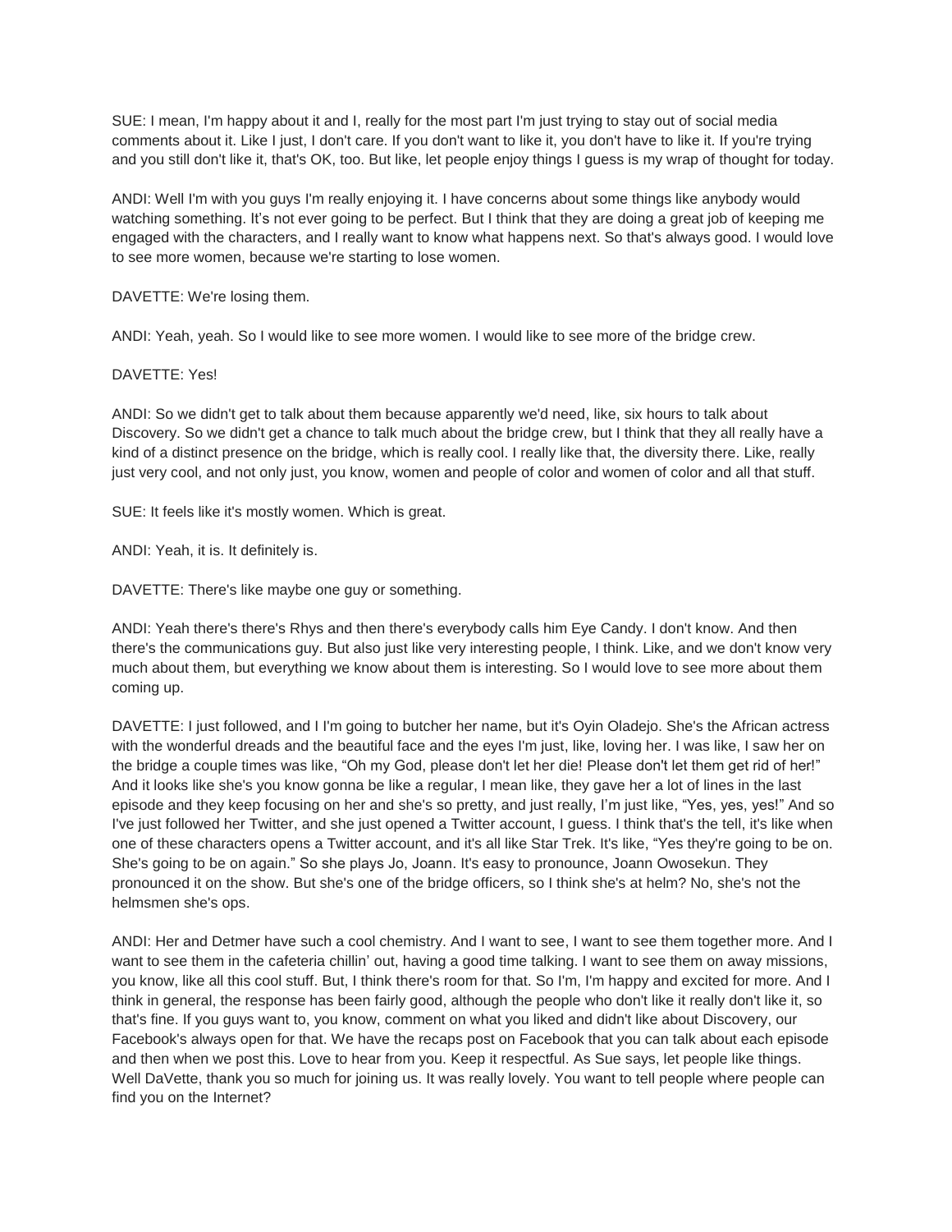SUE: I mean, I'm happy about it and I, really for the most part I'm just trying to stay out of social media comments about it. Like I just, I don't care. If you don't want to like it, you don't have to like it. If you're trying and you still don't like it, that's OK, too. But like, let people enjoy things I guess is my wrap of thought for today.

ANDI: Well I'm with you guys I'm really enjoying it. I have concerns about some things like anybody would watching something. It's not ever going to be perfect. But I think that they are doing a great job of keeping me engaged with the characters, and I really want to know what happens next. So that's always good. I would love to see more women, because we're starting to lose women.

DAVETTE: We're losing them.

ANDI: Yeah, yeah. So I would like to see more women. I would like to see more of the bridge crew.

DAVETTE: Yes!

ANDI: So we didn't get to talk about them because apparently we'd need, like, six hours to talk about Discovery. So we didn't get a chance to talk much about the bridge crew, but I think that they all really have a kind of a distinct presence on the bridge, which is really cool. I really like that, the diversity there. Like, really just very cool, and not only just, you know, women and people of color and women of color and all that stuff.

SUE: It feels like it's mostly women. Which is great.

ANDI: Yeah, it is. It definitely is.

DAVETTE: There's like maybe one guy or something.

ANDI: Yeah there's there's Rhys and then there's everybody calls him Eye Candy. I don't know. And then there's the communications guy. But also just like very interesting people, I think. Like, and we don't know very much about them, but everything we know about them is interesting. So I would love to see more about them coming up.

DAVETTE: I just followed, and I I'm going to butcher her name, but it's Oyin Oladejo. She's the African actress with the wonderful dreads and the beautiful face and the eyes I'm just, like, loving her. I was like, I saw her on the bridge a couple times was like, "Oh my God, please don't let her die! Please don't let them get rid of her!" And it looks like she's you know gonna be like a regular, I mean like, they gave her a lot of lines in the last episode and they keep focusing on her and she's so pretty, and just really, I'm just like, "Yes, yes, yes!" And so I've just followed her Twitter, and she just opened a Twitter account, I guess. I think that's the tell, it's like when one of these characters opens a Twitter account, and it's all like Star Trek. It's like, "Yes they're going to be on. She's going to be on again." So she plays Jo, Joann. It's easy to pronounce, Joann Owosekun. They pronounced it on the show. But she's one of the bridge officers, so I think she's at helm? No, she's not the helmsmen she's ops.

ANDI: Her and Detmer have such a cool chemistry. And I want to see, I want to see them together more. And I want to see them in the cafeteria chillin' out, having a good time talking. I want to see them on away missions, you know, like all this cool stuff. But, I think there's room for that. So I'm, I'm happy and excited for more. And I think in general, the response has been fairly good, although the people who don't like it really don't like it, so that's fine. If you guys want to, you know, comment on what you liked and didn't like about Discovery, our Facebook's always open for that. We have the recaps post on Facebook that you can talk about each episode and then when we post this. Love to hear from you. Keep it respectful. As Sue says, let people like things. Well DaVette, thank you so much for joining us. It was really lovely. You want to tell people where people can find you on the Internet?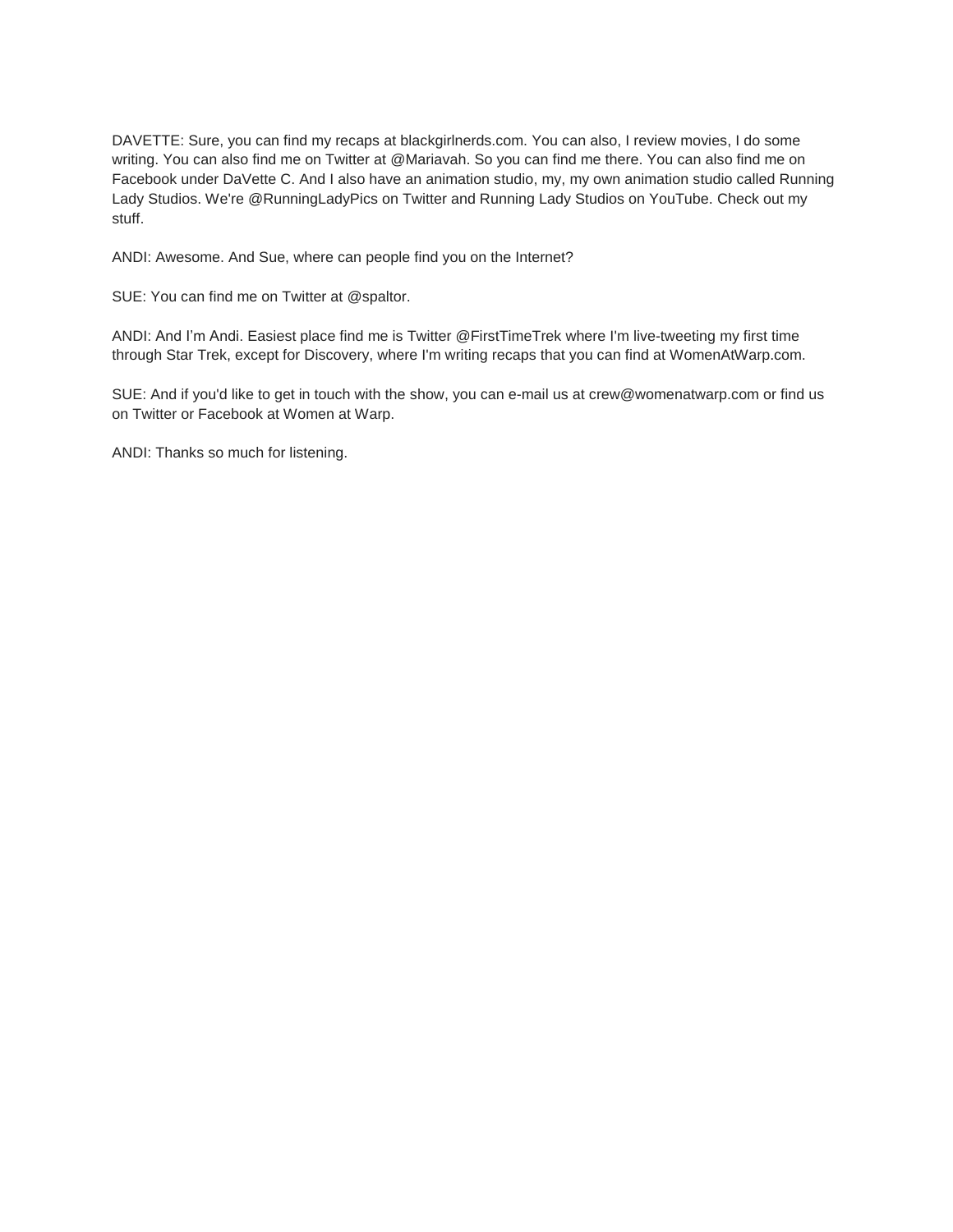DAVETTE: Sure, you can find my recaps at blackgirlnerds.com. You can also, I review movies, I do some writing. You can also find me on Twitter at @Mariavah. So you can find me there. You can also find me on Facebook under DaVette C. And I also have an animation studio, my, my own animation studio called Running Lady Studios. We're @RunningLadyPics on Twitter and Running Lady Studios on YouTube. Check out my stuff.

ANDI: Awesome. And Sue, where can people find you on the Internet?

SUE: You can find me on Twitter at @spaltor.

ANDI: And I'm Andi. Easiest place find me is Twitter @FirstTimeTrek where I'm live-tweeting my first time through Star Trek, except for Discovery, where I'm writing recaps that you can find at WomenAtWarp.com.

SUE: And if you'd like to get in touch with the show, you can e-mail us at crew@womenatwarp.com or find us on Twitter or Facebook at Women at Warp.

ANDI: Thanks so much for listening.